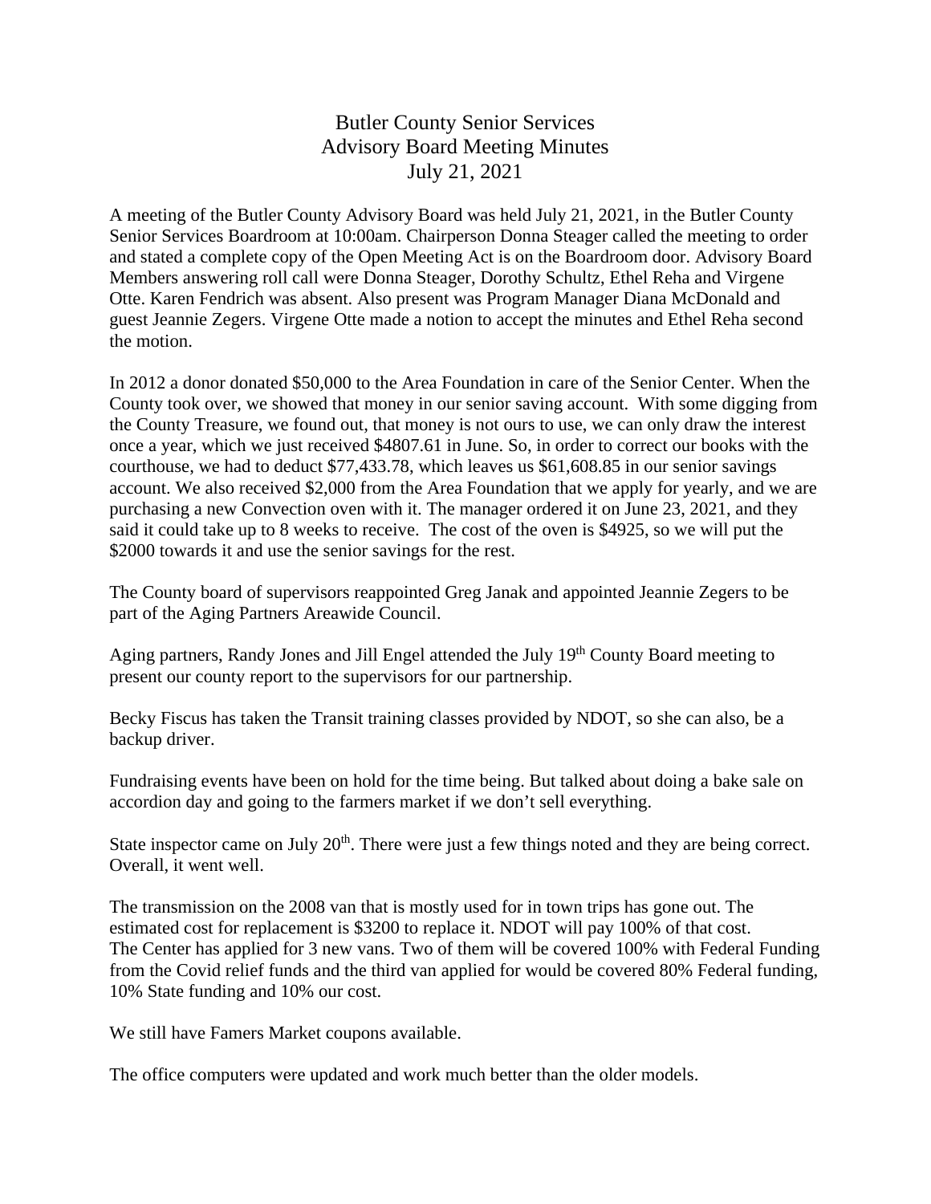# Butler County Senior Services
## Advisory Board Meeting Minutes
### July 21, 2021

A meeting of the Butler County Advisory Board was held July 21, 2021, in the Butler County Senior Services Boardroom at 10:00am. Chairperson Donna Steager called the meeting to order and stated a complete copy of the Open Meeting Act is on the Boardroom door. Advisory Board Members answering roll call were Donna Steager, Dorothy Schultz, Ethel Reha and Virgene Otte. Karen Fendrich was absent. Also present was Program Manager Diana McDonald and guest Jeannie Zegers. Virgene Otte made a notion to accept the minutes and Ethel Reha second the motion.

In 2012 a donor donated $50,000 to the Area Foundation in care of the Senior Center. When the County took over, we showed that money in our senior saving account. With some digging from the County Treasure, we found out, that money is not ours to use, we can only draw the interest once a year, which we just received $4807.61 in June. So, in order to correct our books with the courthouse, we had to deduct $77,433.78, which leaves us $61,608.85 in our senior savings account. We also received $2,000 from the Area Foundation that we apply for yearly, and we are purchasing a new Convection oven with it. The manager ordered it on June 23, 2021, and they said it could take up to 8 weeks to receive. The cost of the oven is $4925, so we will put the $2000 towards it and use the senior savings for the rest.

The County board of supervisors reappointed Greg Janak and appointed Jeannie Zegers to be part of the Aging Partners Areawide Council.

Aging partners, Randy Jones and Jill Engel attended the July 19th County Board meeting to present our county report to the supervisors for our partnership.

Becky Fiscus has taken the Transit training classes provided by NDOT, so she can also, be a backup driver.

Fundraising events have been on hold for the time being. But talked about doing a bake sale on accordion day and going to the farmers market if we don't sell everything.

State inspector came on July 20th. There were just a few things noted and they are being correct. Overall, it went well.

The transmission on the 2008 van that is mostly used for in town trips has gone out. The estimated cost for replacement is $3200 to replace it. NDOT will pay 100% of that cost.
The Center has applied for 3 new vans. Two of them will be covered 100% with Federal Funding from the Covid relief funds and the third van applied for would be covered 80% Federal funding, 10% State funding and 10% our cost.

We still have Famers Market coupons available.

The office computers were updated and work much better than the older models.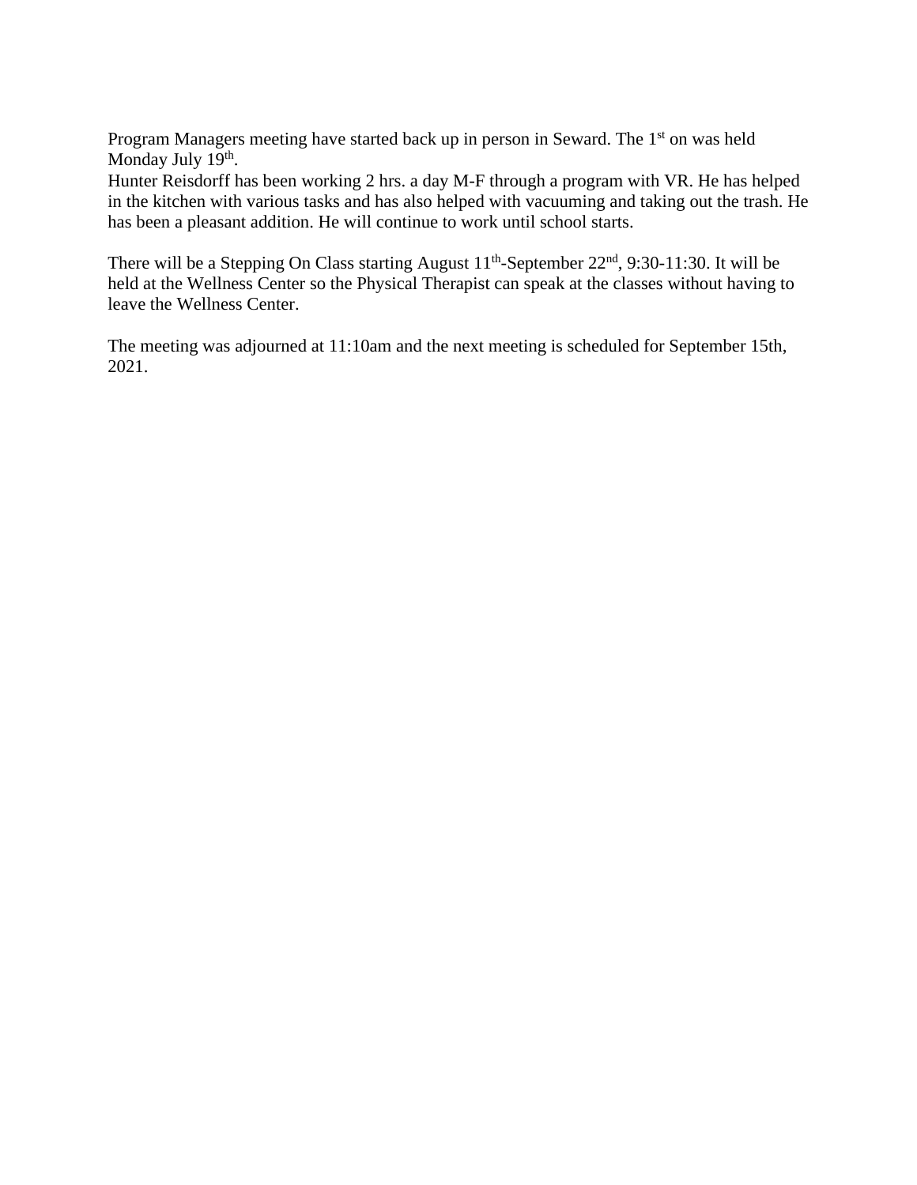Program Managers meeting have started back up in person in Seward. The 1st on was held Monday July 19th.
Hunter Reisdorff has been working 2 hrs. a day M-F through a program with VR. He has helped in the kitchen with various tasks and has also helped with vacuuming and taking out the trash. He has been a pleasant addition. He will continue to work until school starts.

There will be a Stepping On Class starting August 11th-September 22nd, 9:30-11:30. It will be held at the Wellness Center so the Physical Therapist can speak at the classes without having to leave the Wellness Center.

The meeting was adjourned at 11:10am and the next meeting is scheduled for September 15th, 2021.